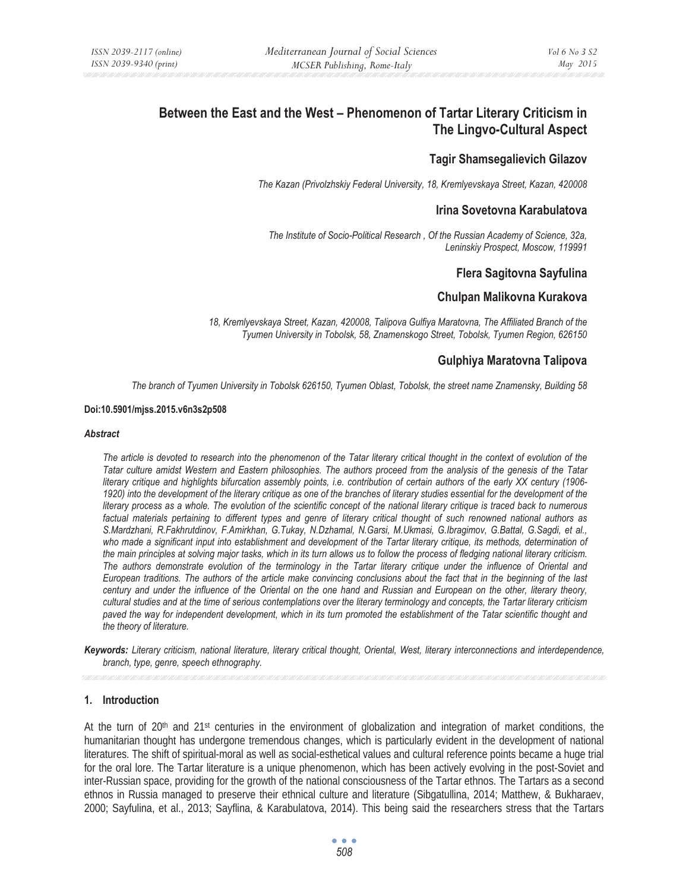# Between the East and the West – Phenomenon of Tartar Literary Criticism in The Lingvo-Cultural Aspect

### Tagir Shamsegalievich Gilazov

*The Kazan (Privolzhskiy Federal University, 18, Kremlyevskaya Street, Kazan, 420008*

### Irina Sovetovna Karabulatova

*The Institute of Socio-Political Research , Of the Russian Academy of Science, 32a, Leninskiy Prospect, Moscow, 119991*

### Flera Sagitovna Sayfulina

### Chulpan Malikovna Kurakova

*18, Kremlyevskaya Street, Kazan, 420008, Talipova Gulfiya Maratovna, The Affiliated Branch of the Tyumen University in Tobolsk, 58, Znamenskogo Street, Tobolsk, Tyumen Region, 626150*

### Gulphiya Maratovna Talipova

*The branch of Tyumen University in Tobolsk 626150, Tyumen Oblast, Tobolsk, the street name Znamensky, Building 58*

**Doi:10.5901/mjss.2015.v6n3s2p508**

***Abstract***

*The article is devoted to research into the phenomenon of the Tatar literary critical thought in the context of evolution of the Tatar culture amidst Western and Eastern philosophies. The authors proceed from the analysis of the genesis of the Tatar literary critique and highlights bifurcation assembly points, i.e. contribution of certain authors of the early XX century (1906-1920) into the development of the literary critique as one of the branches of literary studies essential for the development of the literary process as a whole. The evolution of the scientific concept of the national literary critique is traced back to numerous factual materials pertaining to different types and genre of literary critical thought of such renowned national authors as S.Mardzhani, R.Fakhrutdinov, F.Amirkhan, G.Tukay, N.Dzhamal, N.Garsi, M.Ukmasi, G.Ibragimov, G.Battal, G.Sagdi, et al., who made a significant input into establishment and development of the Tartar literary critique, its methods, determination of the main principles at solving major tasks, which in its turn allows us to follow the process of fledging national literary criticism. The authors demonstrate evolution of the terminology in the Tartar literary critique under the influence of Oriental and European traditions. The authors of the article make convincing conclusions about the fact that in the beginning of the last century and under the influence of the Oriental on the one hand and Russian and European on the other, literary theory, cultural studies and at the time of serious contemplations over the literary terminology and concepts, the Tartar literary criticism paved the way for independent development, which in its turn promoted the establishment of the Tatar scientific thought and the theory of literature.*

***Keywords:*** *Literary criticism, national literature, literary critical thought, Oriental, West, literary interconnections and interdependence, branch, type, genre, speech ethnography.*

## 1. Introduction

At the turn of 20th and 21st centuries in the environment of globalization and integration of market conditions, the humanitarian thought has undergone tremendous changes, which is particularly evident in the development of national literatures. The shift of spiritual-moral as well as social-esthetical values and cultural reference points became a huge trial for the oral lore. The Tartar literature is a unique phenomenon, which has been actively evolving in the post-Soviet and inter-Russian space, providing for the growth of the national consciousness of the Tartar ethnos. The Tartars as a second ethnos in Russia managed to preserve their ethnical culture and literature (Sibgatullina, 2014; Matthew, & Bukharaev, 2000; Sayfulina, et al., 2013; Sayflina, & Karabulatova, 2014). This being said the researchers stress that the Tartars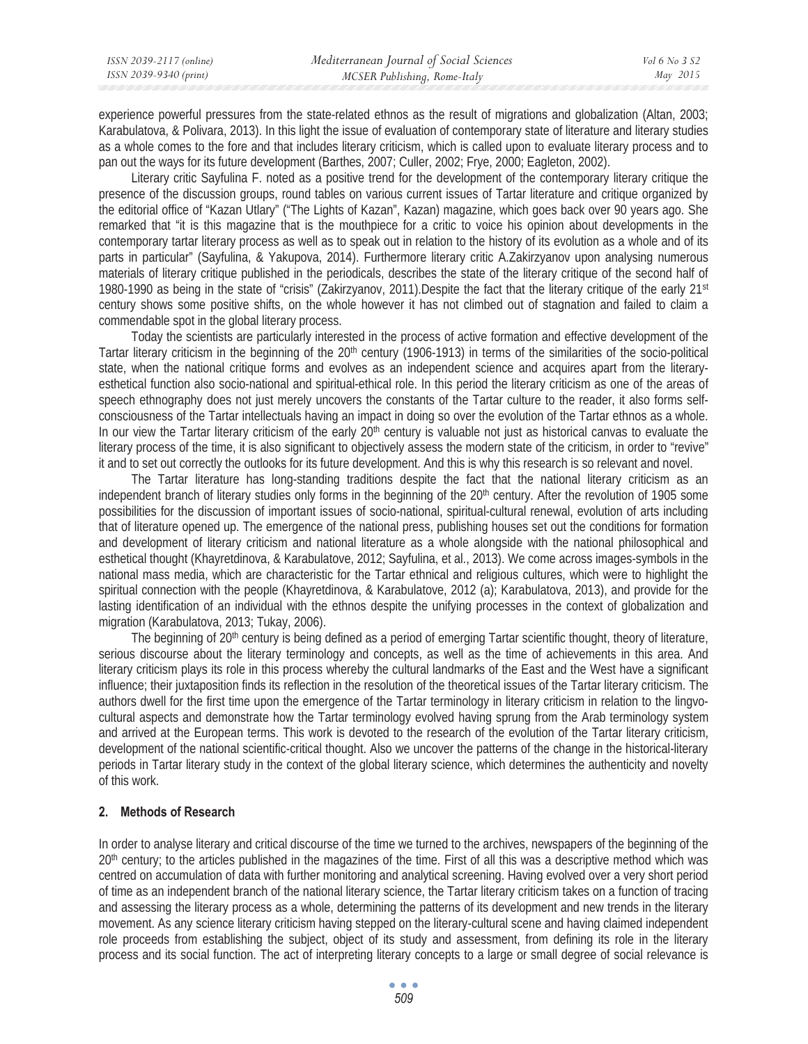experience powerful pressures from the state-related ethnos as the result of migrations and globalization (Altan, 2003; Karabulatova, & Polivara, 2013). In this light the issue of evaluation of contemporary state of literature and literary studies as a whole comes to the fore and that includes literary criticism, which is called upon to evaluate literary process and to pan out the ways for its future development (Barthes, 2007; Culler, 2002; Frye, 2000; Eagleton, 2002).

Literary critic Sayfulina F. noted as a positive trend for the development of the contemporary literary critique the presence of the discussion groups, round tables on various current issues of Tartar literature and critique organized by the editorial office of "Kazan Utlary" ("The Lights of Kazan", Kazan) magazine, which goes back over 90 years ago. She remarked that "it is this magazine that is the mouthpiece for a critic to voice his opinion about developments in the contemporary tartar literary process as well as to speak out in relation to the history of its evolution as a whole and of its parts in particular" (Sayfulina, & Yakupova, 2014). Furthermore literary critic A.Zakirzyanov upon analysing numerous materials of literary critique published in the periodicals, describes the state of the literary critique of the second half of 1980-1990 as being in the state of "crisis" (Zakirzyanov, 2011).Despite the fact that the literary critique of the early 21st century shows some positive shifts, on the whole however it has not climbed out of stagnation and failed to claim a commendable spot in the global literary process.

Today the scientists are particularly interested in the process of active formation and effective development of the Tartar literary criticism in the beginning of the 20th century (1906-1913) in terms of the similarities of the socio-political state, when the national critique forms and evolves as an independent science and acquires apart from the literary-esthetical function also socio-national and spiritual-ethical role. In this period the literary criticism as one of the areas of speech ethnography does not just merely uncovers the constants of the Tartar culture to the reader, it also forms self-consciousness of the Tartar intellectuals having an impact in doing so over the evolution of the Tartar ethnos as a whole. In our view the Tartar literary criticism of the early 20th century is valuable not just as historical canvas to evaluate the literary process of the time, it is also significant to objectively assess the modern state of the criticism, in order to "revive" it and to set out correctly the outlooks for its future development. And this is why this research is so relevant and novel.

The Tartar literature has long-standing traditions despite the fact that the national literary criticism as an independent branch of literary studies only forms in the beginning of the 20th century. After the revolution of 1905 some possibilities for the discussion of important issues of socio-national, spiritual-cultural renewal, evolution of arts including that of literature opened up. The emergence of the national press, publishing houses set out the conditions for formation and development of literary criticism and national literature as a whole alongside with the national philosophical and esthetical thought (Khayretdinova, & Karabulatove, 2012; Sayfulina, et al., 2013). We come across images-symbols in the national mass media, which are characteristic for the Tartar ethnical and religious cultures, which were to highlight the spiritual connection with the people (Khayretdinova, & Karabulatove, 2012 (a); Karabulatova, 2013), and provide for the lasting identification of an individual with the ethnos despite the unifying processes in the context of globalization and migration (Karabulatova, 2013; Tukay, 2006).

The beginning of 20th century is being defined as a period of emerging Tartar scientific thought, theory of literature, serious discourse about the literary terminology and concepts, as well as the time of achievements in this area. And literary criticism plays its role in this process whereby the cultural landmarks of the East and the West have a significant influence; their juxtaposition finds its reflection in the resolution of the theoretical issues of the Tartar literary criticism. The authors dwell for the first time upon the emergence of the Tartar terminology in literary criticism in relation to the lingvo-cultural aspects and demonstrate how the Tartar terminology evolved having sprung from the Arab terminology system and arrived at the European terms. This work is devoted to the research of the evolution of the Tartar literary criticism, development of the national scientific-critical thought. Also we uncover the patterns of the change in the historical-literary periods in Tartar literary study in the context of the global literary science, which determines the authenticity and novelty of this work.

## 2. Methods of Research

In order to analyse literary and critical discourse of the time we turned to the archives, newspapers of the beginning of the 20th century; to the articles published in the magazines of the time. First of all this was a descriptive method which was centred on accumulation of data with further monitoring and analytical screening. Having evolved over a very short period of time as an independent branch of the national literary science, the Tartar literary criticism takes on a function of tracing and assessing the literary process as a whole, determining the patterns of its development and new trends in the literary movement. As any science literary criticism having stepped on the literary-cultural scene and having claimed independent role proceeds from establishing the subject, object of its study and assessment, from defining its role in the literary process and its social function. The act of interpreting literary concepts to a large or small degree of social relevance is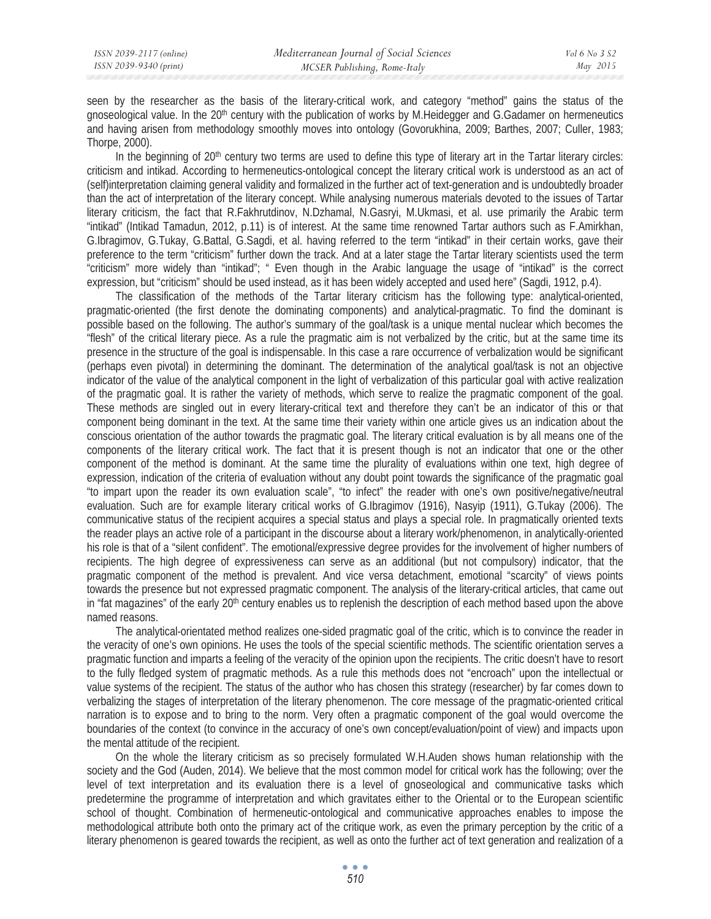seen by the researcher as the basis of the literary-critical work, and category "method" gains the status of the gnoseological value. In the 20th century with the publication of works by M.Heidegger and G.Gadamer on hermeneutics and having arisen from methodology smoothly moves into ontology (Govorukhina, 2009; Barthes, 2007; Culler, 1983; Thorpe, 2000).

In the beginning of 20th century two terms are used to define this type of literary art in the Tartar literary circles: criticism and intikad. According to hermeneutics-ontological concept the literary critical work is understood as an act of (self)interpretation claiming general validity and formalized in the further act of text-generation and is undoubtedly broader than the act of interpretation of the literary concept. While analysing numerous materials devoted to the issues of Tartar literary criticism, the fact that R.Fakhrutdinov, N.Dzhamal, N.Gasryi, M.Ukmasi, et al. use primarily the Arabic term "intikad" (Intikad Tamadun, 2012, p.11) is of interest. At the same time renowned Tartar authors such as F.Amirkhan, G.Ibragimov, G.Tukay, G.Battal, G.Sagdi, et al. having referred to the term "intikad" in their certain works, gave their preference to the term "criticism" further down the track. And at a later stage the Tartar literary scientists used the term "criticism" more widely than "intikad"; " Even though in the Arabic language the usage of "intikad" is the correct expression, but "criticism" should be used instead, as it has been widely accepted and used here" (Sagdi, 1912, p.4).

The classification of the methods of the Tartar literary criticism has the following type: analytical-oriented, pragmatic-oriented (the first denote the dominating components) and analytical-pragmatic. To find the dominant is possible based on the following. The author's summary of the goal/task is a unique mental nuclear which becomes the "flesh" of the critical literary piece. As a rule the pragmatic aim is not verbalized by the critic, but at the same time its presence in the structure of the goal is indispensable. In this case a rare occurrence of verbalization would be significant (perhaps even pivotal) in determining the dominant. The determination of the analytical goal/task is not an objective indicator of the value of the analytical component in the light of verbalization of this particular goal with active realization of the pragmatic goal. It is rather the variety of methods, which serve to realize the pragmatic component of the goal. These methods are singled out in every literary-critical text and therefore they can't be an indicator of this or that component being dominant in the text. At the same time their variety within one article gives us an indication about the conscious orientation of the author towards the pragmatic goal. The literary critical evaluation is by all means one of the components of the literary critical work. The fact that it is present though is not an indicator that one or the other component of the method is dominant. At the same time the plurality of evaluations within one text, high degree of expression, indication of the criteria of evaluation without any doubt point towards the significance of the pragmatic goal "to impart upon the reader its own evaluation scale", "to infect" the reader with one's own positive/negative/neutral evaluation. Such are for example literary critical works of G.Ibragimov (1916), Nasyip (1911), G.Tukay (2006). The communicative status of the recipient acquires a special status and plays a special role. In pragmatically oriented texts the reader plays an active role of a participant in the discourse about a literary work/phenomenon, in analytically-oriented his role is that of a "silent confident". The emotional/expressive degree provides for the involvement of higher numbers of recipients. The high degree of expressiveness can serve as an additional (but not compulsory) indicator, that the pragmatic component of the method is prevalent. And vice versa detachment, emotional "scarcity" of views points towards the presence but not expressed pragmatic component. The analysis of the literary-critical articles, that came out in "fat magazines" of the early 20th century enables us to replenish the description of each method based upon the above named reasons.

The analytical-orientated method realizes one-sided pragmatic goal of the critic, which is to convince the reader in the veracity of one's own opinions. He uses the tools of the special scientific methods. The scientific orientation serves a pragmatic function and imparts a feeling of the veracity of the opinion upon the recipients. The critic doesn't have to resort to the fully fledged system of pragmatic methods. As a rule this methods does not "encroach" upon the intellectual or value systems of the recipient. The status of the author who has chosen this strategy (researcher) by far comes down to verbalizing the stages of interpretation of the literary phenomenon. The core message of the pragmatic-oriented critical narration is to expose and to bring to the norm. Very often a pragmatic component of the goal would overcome the boundaries of the context (to convince in the accuracy of one's own concept/evaluation/point of view) and impacts upon the mental attitude of the recipient.

On the whole the literary criticism as so precisely formulated W.H.Auden shows human relationship with the society and the God (Auden, 2014). We believe that the most common model for critical work has the following; over the level of text interpretation and its evaluation there is a level of gnoseological and communicative tasks which predetermine the programme of interpretation and which gravitates either to the Oriental or to the European scientific school of thought. Combination of hermeneutic-ontological and communicative approaches enables to impose the methodological attribute both onto the primary act of the critique work, as even the primary perception by the critic of a literary phenomenon is geared towards the recipient, as well as onto the further act of text generation and realization of a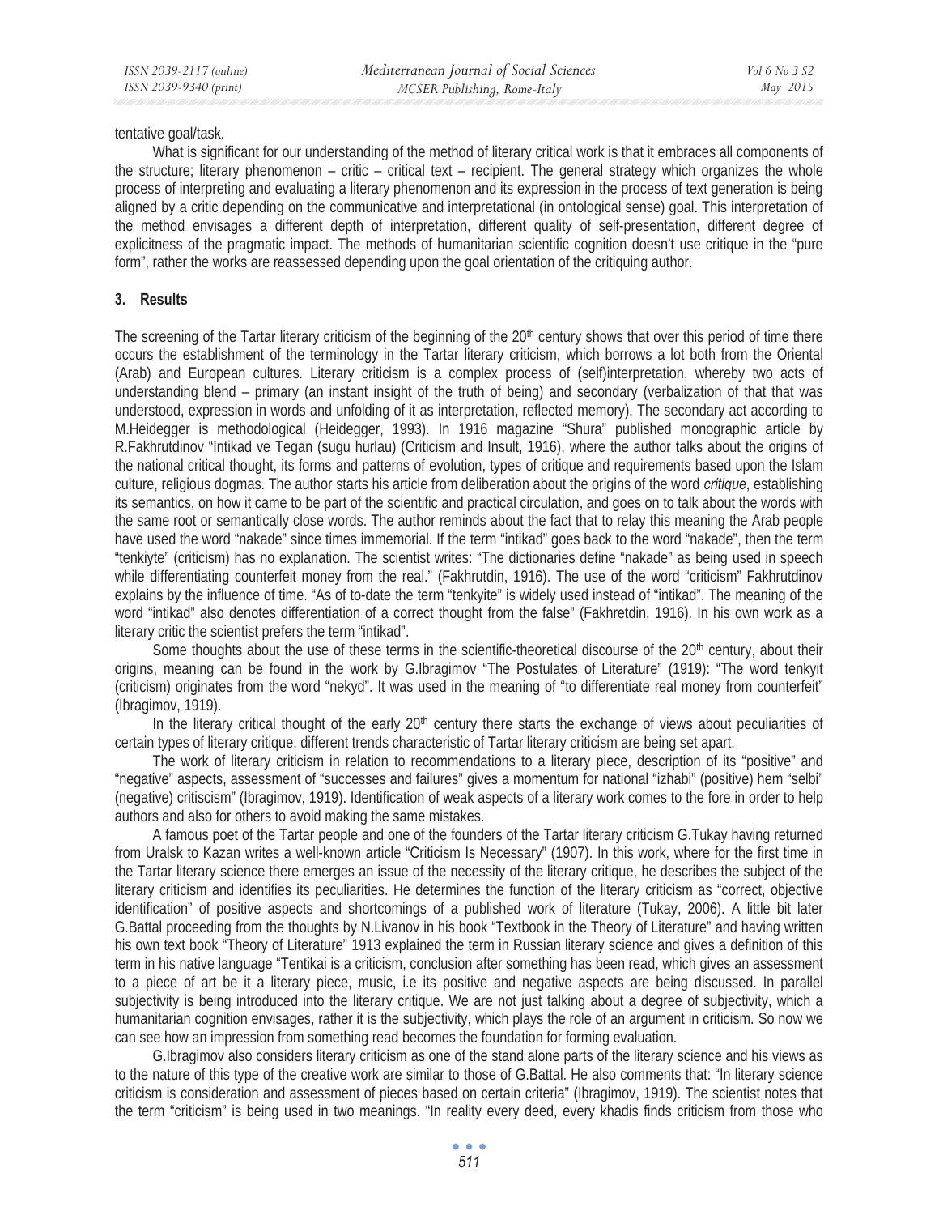tentative goal/task.

What is significant for our understanding of the method of literary critical work is that it embraces all components of the structure; literary phenomenon – critic – critical text – recipient. The general strategy which organizes the whole process of interpreting and evaluating a literary phenomenon and its expression in the process of text generation is being aligned by a critic depending on the communicative and interpretational (in ontological sense) goal. This interpretation of the method envisages a different depth of interpretation, different quality of self-presentation, different degree of explicitness of the pragmatic impact. The methods of humanitarian scientific cognition doesn't use critique in the "pure form", rather the works are reassessed depending upon the goal orientation of the critiquing author.

## 3. Results

The screening of the Tartar literary criticism of the beginning of the 20th century shows that over this period of time there occurs the establishment of the terminology in the Tartar literary criticism, which borrows a lot both from the Oriental (Arab) and European cultures. Literary criticism is a complex process of (self)interpretation, whereby two acts of understanding blend – primary (an instant insight of the truth of being) and secondary (verbalization of that that was understood, expression in words and unfolding of it as interpretation, reflected memory). The secondary act according to M.Heidegger is methodological (Heidegger, 1993). In 1916 magazine "Shura" published monographic article by R.Fakhrutdinov "Intikad ve Tegan (sugu hurlau) (Criticism and Insult, 1916), where the author talks about the origins of the national critical thought, its forms and patterns of evolution, types of critique and requirements based upon the Islam culture, religious dogmas. The author starts his article from deliberation about the origins of the word *critique*, establishing its semantics, on how it came to be part of the scientific and practical circulation, and goes on to talk about the words with the same root or semantically close words. The author reminds about the fact that to relay this meaning the Arab people have used the word "nakade" since times immemorial. If the term "intikad" goes back to the word "nakade", then the term "tenkiyte" (criticism) has no explanation. The scientist writes: "The dictionaries define "nakade" as being used in speech while differentiating counterfeit money from the real." (Fakhrutdin, 1916). The use of the word "criticism" Fakhrutdinov explains by the influence of time. "As of to-date the term "tenkyite" is widely used instead of "intikad". The meaning of the word "intikad" also denotes differentiation of a correct thought from the false" (Fakhretdin, 1916). In his own work as a literary critic the scientist prefers the term "intikad".

Some thoughts about the use of these terms in the scientific-theoretical discourse of the 20th century, about their origins, meaning can be found in the work by G.Ibragimov "The Postulates of Literature" (1919): "The word tenkyit (criticism) originates from the word "nekyd". It was used in the meaning of "to differentiate real money from counterfeit" (Ibragimov, 1919).

In the literary critical thought of the early 20th century there starts the exchange of views about peculiarities of certain types of literary critique, different trends characteristic of Tartar literary criticism are being set apart.

The work of literary criticism in relation to recommendations to a literary piece, description of its "positive" and "negative" aspects, assessment of "successes and failures" gives a momentum for national "izhabi" (positive) hem "selbi" (negative) critiscism" (Ibragimov, 1919). Identification of weak aspects of a literary work comes to the fore in order to help authors and also for others to avoid making the same mistakes.

A famous poet of the Tartar people and one of the founders of the Tartar literary criticism G.Tukay having returned from Uralsk to Kazan writes a well-known article "Criticism Is Necessary" (1907). In this work, where for the first time in the Tartar literary science there emerges an issue of the necessity of the literary critique, he describes the subject of the literary criticism and identifies its peculiarities. He determines the function of the literary criticism as "correct, objective identification" of positive aspects and shortcomings of a published work of literature (Tukay, 2006). A little bit later G.Battal proceeding from the thoughts by N.Livanov in his book "Textbook in the Theory of Literature" and having written his own text book "Theory of Literature" 1913 explained the term in Russian literary science and gives a definition of this term in his native language "Tentikai is a criticism, conclusion after something has been read, which gives an assessment to a piece of art be it a literary piece, music, i.e its positive and negative aspects are being discussed. In parallel subjectivity is being introduced into the literary critique. We are not just talking about a degree of subjectivity, which a humanitarian cognition envisages, rather it is the subjectivity, which plays the role of an argument in criticism. So now we can see how an impression from something read becomes the foundation for forming evaluation.

G.Ibragimov also considers literary criticism as one of the stand alone parts of the literary science and his views as to the nature of this type of the creative work are similar to those of G.Battal. He also comments that: "In literary science criticism is consideration and assessment of pieces based on certain criteria" (Ibragimov, 1919). The scientist notes that the term "criticism" is being used in two meanings. "In reality every deed, every khadis finds criticism from those who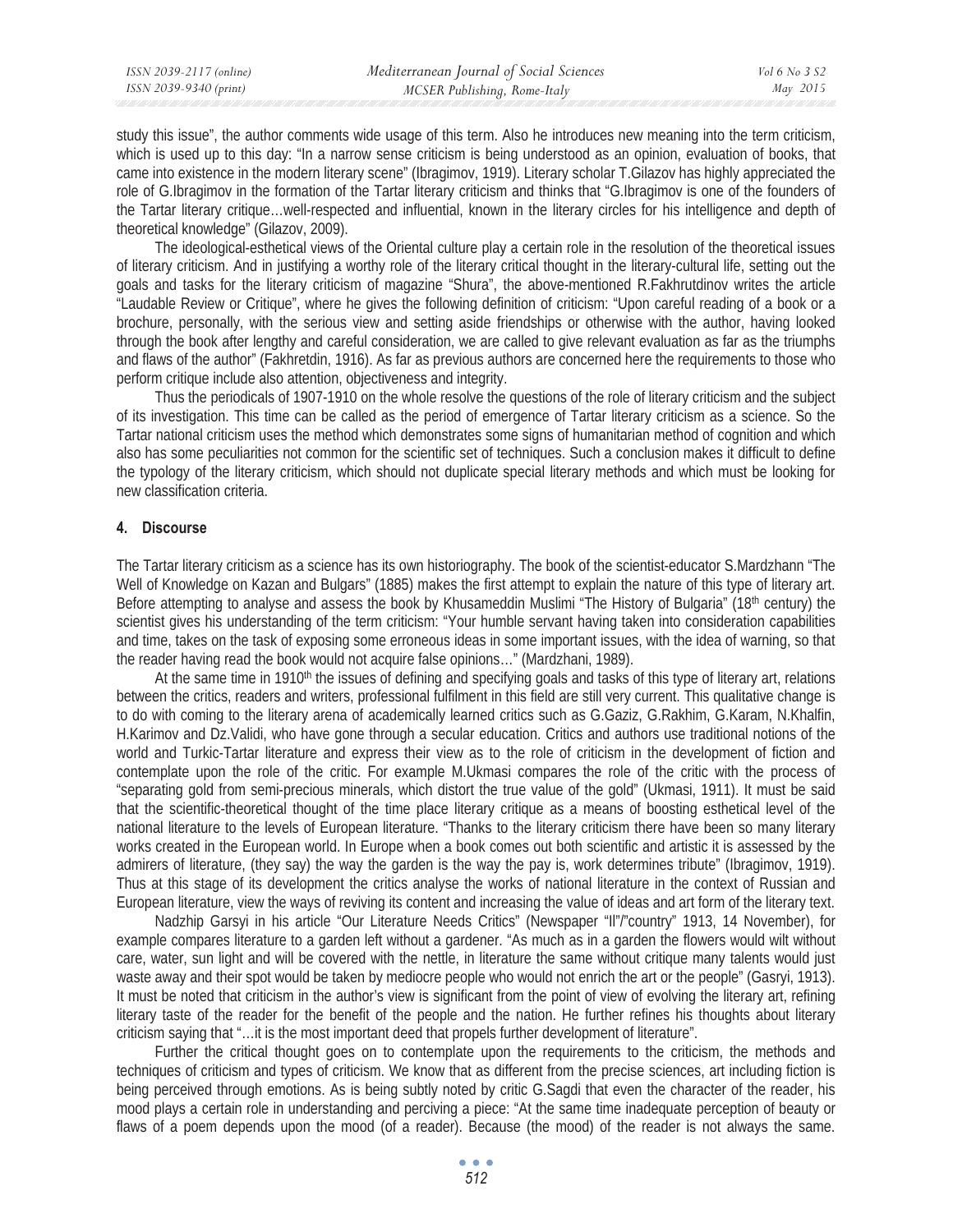study this issue", the author comments wide usage of this term. Also he introduces new meaning into the term criticism, which is used up to this day: "In a narrow sense criticism is being understood as an opinion, evaluation of books, that came into existence in the modern literary scene" (Ibragimov, 1919). Literary scholar T.Gilazov has highly appreciated the role of G.Ibragimov in the formation of the Tartar literary criticism and thinks that "G.Ibragimov is one of the founders of the Tartar literary critique…well-respected and influential, known in the literary circles for his intelligence and depth of theoretical knowledge" (Gilazov, 2009).

The ideological-esthetical views of the Oriental culture play a certain role in the resolution of the theoretical issues of literary criticism. And in justifying a worthy role of the literary critical thought in the literary-cultural life, setting out the goals and tasks for the literary criticism of magazine "Shura", the above-mentioned R.Fakhrutdinov writes the article "Laudable Review or Critique", where he gives the following definition of criticism: "Upon careful reading of a book or a brochure, personally, with the serious view and setting aside friendships or otherwise with the author, having looked through the book after lengthy and careful consideration, we are called to give relevant evaluation as far as the triumphs and flaws of the author" (Fakhretdin, 1916). As far as previous authors are concerned here the requirements to those who perform critique include also attention, objectiveness and integrity.

Thus the periodicals of 1907-1910 on the whole resolve the questions of the role of literary criticism and the subject of its investigation. This time can be called as the period of emergence of Tartar literary criticism as a science. So the Tartar national criticism uses the method which demonstrates some signs of humanitarian method of cognition and which also has some peculiarities not common for the scientific set of techniques. Such a conclusion makes it difficult to define the typology of the literary criticism, which should not duplicate special literary methods and which must be looking for new classification criteria.

## 4. Discourse

The Tartar literary criticism as a science has its own historiography. The book of the scientist-educator S.Mardzhann "The Well of Knowledge on Kazan and Bulgars" (1885) makes the first attempt to explain the nature of this type of literary art. Before attempting to analyse and assess the book by Khusameddin Muslimi "The History of Bulgaria" (18th century) the scientist gives his understanding of the term criticism: "Your humble servant having taken into consideration capabilities and time, takes on the task of exposing some erroneous ideas in some important issues, with the idea of warning, so that the reader having read the book would not acquire false opinions…" (Mardzhani, 1989).

At the same time in 1910th the issues of defining and specifying goals and tasks of this type of literary art, relations between the critics, readers and writers, professional fulfilment in this field are still very current. This qualitative change is to do with coming to the literary arena of academically learned critics such as G.Gaziz, G.Rakhim, G.Karam, N.Khalfin, H.Karimov and Dz.Validi, who have gone through a secular education. Critics and authors use traditional notions of the world and Turkic-Tartar literature and express their view as to the role of criticism in the development of fiction and contemplate upon the role of the critic. For example M.Ukmasi compares the role of the critic with the process of "separating gold from semi-precious minerals, which distort the true value of the gold" (Ukmasi, 1911). It must be said that the scientific-theoretical thought of the time place literary critique as a means of boosting esthetical level of the national literature to the levels of European literature. "Thanks to the literary criticism there have been so many literary works created in the European world. In Europe when a book comes out both scientific and artistic it is assessed by the admirers of literature, (they say) the way the garden is the way the pay is, work determines tribute" (Ibragimov, 1919). Thus at this stage of its development the critics analyse the works of national literature in the context of Russian and European literature, view the ways of reviving its content and increasing the value of ideas and art form of the literary text.

Nadzhip Garsyi in his article "Our Literature Needs Critics" (Newspaper "Il"/"country" 1913, 14 November), for example compares literature to a garden left without a gardener. "As much as in a garden the flowers would wilt without care, water, sun light and will be covered with the nettle, in literature the same without critique many talents would just waste away and their spot would be taken by mediocre people who would not enrich the art or the people" (Gasryi, 1913). It must be noted that criticism in the author's view is significant from the point of view of evolving the literary art, refining literary taste of the reader for the benefit of the people and the nation. He further refines his thoughts about literary criticism saying that "…it is the most important deed that propels further development of literature".

Further the critical thought goes on to contemplate upon the requirements to the criticism, the methods and techniques of criticism and types of criticism. We know that as different from the precise sciences, art including fiction is being perceived through emotions. As is being subtly noted by critic G.Sagdi that even the character of the reader, his mood plays a certain role in understanding and perciving a piece: "At the same time inadequate perception of beauty or flaws of a poem depends upon the mood (of a reader). Because (the mood) of the reader is not always the same.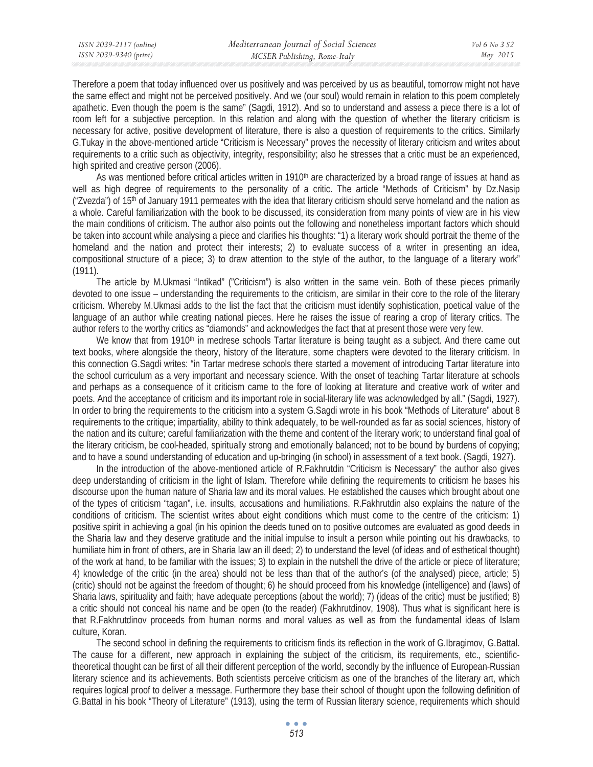Therefore a poem that today influenced over us positively and was perceived by us as beautiful, tomorrow might not have the same effect and might not be perceived positively. And we (our soul) would remain in relation to this poem completely apathetic. Even though the poem is the same" (Sagdi, 1912). And so to understand and assess a piece there is a lot of room left for a subjective perception. In this relation and along with the question of whether the literary criticism is necessary for active, positive development of literature, there is also a question of requirements to the critics. Similarly G.Tukay in the above-mentioned article "Criticism is Necessary" proves the necessity of literary criticism and writes about requirements to a critic such as objectivity, integrity, responsibility; also he stresses that a critic must be an experienced, high spirited and creative person (2006).

As was mentioned before critical articles written in 1910th are characterized by a broad range of issues at hand as well as high degree of requirements to the personality of a critic. The article "Methods of Criticism" by Dz.Nasip ("Zvezda") of 15th of January 1911 permeates with the idea that literary criticism should serve homeland and the nation as a whole. Careful familiarization with the book to be discussed, its consideration from many points of view are in his view the main conditions of criticism. The author also points out the following and nonetheless important factors which should be taken into account while analysing a piece and clarifies his thoughts: "1) a literary work should portrait the theme of the homeland and the nation and protect their interests; 2) to evaluate success of a writer in presenting an idea, compositional structure of a piece; 3) to draw attention to the style of the author, to the language of a literary work" (1911).

The article by M.Ukmasi "Intikad" ("Criticism") is also written in the same vein. Both of these pieces primarily devoted to one issue – understanding the requirements to the criticism, are similar in their core to the role of the literary criticism. Whereby M.Ukmasi adds to the list the fact that the criticism must identify sophistication, poetical value of the language of an author while creating national pieces. Here he raises the issue of rearing a crop of literary critics. The author refers to the worthy critics as "diamonds" and acknowledges the fact that at present those were very few.

We know that from 1910th in medrese schools Tartar literature is being taught as a subject. And there came out text books, where alongside the theory, history of the literature, some chapters were devoted to the literary criticism. In this connection G.Sagdi writes: "in Tartar medrese schools there started a movement of introducing Tartar literature into the school curriculum as a very important and necessary science. With the onset of teaching Tartar literature at schools and perhaps as a consequence of it criticism came to the fore of looking at literature and creative work of writer and poets. And the acceptance of criticism and its important role in social-literary life was acknowledged by all." (Sagdi, 1927). In order to bring the requirements to the criticism into a system G.Sagdi wrote in his book "Methods of Literature" about 8 requirements to the critique; impartiality, ability to think adequately, to be well-rounded as far as social sciences, history of the nation and its culture; careful familiarization with the theme and content of the literary work; to understand final goal of the literary criticism, be cool-headed, spiritually strong and emotionally balanced; not to be bound by burdens of copying; and to have a sound understanding of education and up-bringing (in school) in assessment of a text book. (Sagdi, 1927).

In the introduction of the above-mentioned article of R.Fakhrutdin "Criticism is Necessary" the author also gives deep understanding of criticism in the light of Islam. Therefore while defining the requirements to criticism he bases his discourse upon the human nature of Sharia law and its moral values. He established the causes which brought about one of the types of criticism "tagan", i.e. insults, accusations and humiliations. R.Fakhrutdin also explains the nature of the conditions of criticism. The scientist writes about eight conditions which must come to the centre of the criticism: 1) positive spirit in achieving a goal (in his opinion the deeds tuned on to positive outcomes are evaluated as good deeds in the Sharia law and they deserve gratitude and the initial impulse to insult a person while pointing out his drawbacks, to humiliate him in front of others, are in Sharia law an ill deed; 2) to understand the level (of ideas and of esthetical thought) of the work at hand, to be familiar with the issues; 3) to explain in the nutshell the drive of the article or piece of literature; 4) knowledge of the critic (in the area) should not be less than that of the author's (of the analysed) piece, article; 5) (critic) should not be against the freedom of thought; 6) he should proceed from his knowledge (intelligence) and (laws) of Sharia laws, spirituality and faith; have adequate perceptions (about the world); 7) (ideas of the critic) must be justified; 8) a critic should not conceal his name and be open (to the reader) (Fakhrutdinov, 1908). Thus what is significant here is that R.Fakhrutdinov proceeds from human norms and moral values as well as from the fundamental ideas of Islam culture, Koran.

The second school in defining the requirements to criticism finds its reflection in the work of G.Ibragimov, G.Battal. The cause for a different, new approach in explaining the subject of the criticism, its requirements, etc., scientific-theoretical thought can be first of all their different perception of the world, secondly by the influence of European-Russian literary science and its achievements. Both scientists perceive criticism as one of the branches of the literary art, which requires logical proof to deliver a message. Furthermore they base their school of thought upon the following definition of G.Battal in his book "Theory of Literature" (1913), using the term of Russian literary science, requirements which should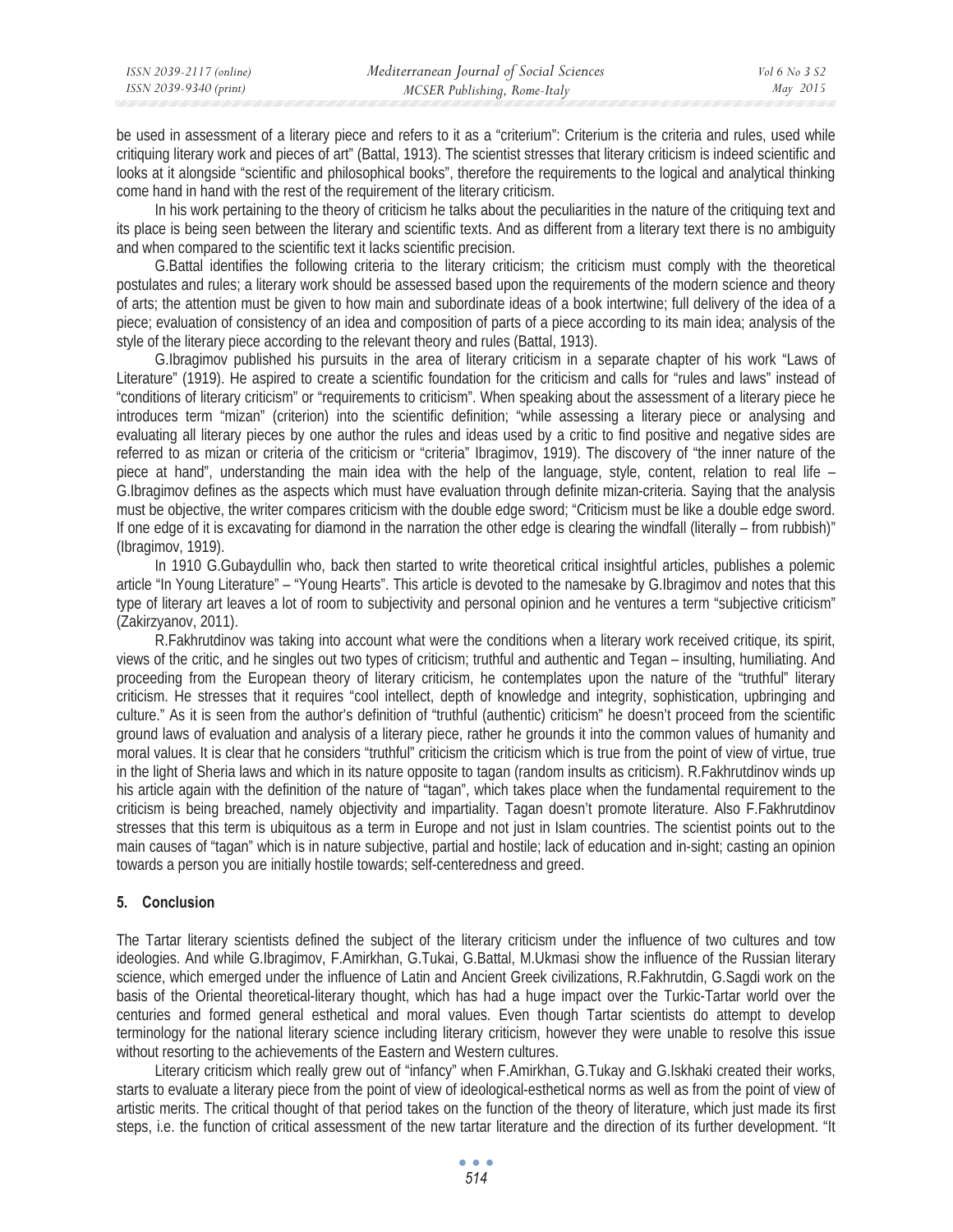be used in assessment of a literary piece and refers to it as a "criterium": Criterium is the criteria and rules, used while critiquing literary work and pieces of art" (Battal, 1913). The scientist stresses that literary criticism is indeed scientific and looks at it alongside "scientific and philosophical books", therefore the requirements to the logical and analytical thinking come hand in hand with the rest of the requirement of the literary criticism.

In his work pertaining to the theory of criticism he talks about the peculiarities in the nature of the critiquing text and its place is being seen between the literary and scientific texts. And as different from a literary text there is no ambiguity and when compared to the scientific text it lacks scientific precision.

G.Battal identifies the following criteria to the literary criticism; the criticism must comply with the theoretical postulates and rules; a literary work should be assessed based upon the requirements of the modern science and theory of arts; the attention must be given to how main and subordinate ideas of a book intertwine; full delivery of the idea of a piece; evaluation of consistency of an idea and composition of parts of a piece according to its main idea; analysis of the style of the literary piece according to the relevant theory and rules (Battal, 1913).

G.Ibragimov published his pursuits in the area of literary criticism in a separate chapter of his work "Laws of Literature" (1919). He aspired to create a scientific foundation for the criticism and calls for "rules and laws" instead of "conditions of literary criticism" or "requirements to criticism". When speaking about the assessment of a literary piece he introduces term "mizan" (criterion) into the scientific definition; "while assessing a literary piece or analysing and evaluating all literary pieces by one author the rules and ideas used by a critic to find positive and negative sides are referred to as mizan or criteria of the criticism or "criteria" Ibragimov, 1919). The discovery of "the inner nature of the piece at hand", understanding the main idea with the help of the language, style, content, relation to real life – G.Ibragimov defines as the aspects which must have evaluation through definite mizan-criteria. Saying that the analysis must be objective, the writer compares criticism with the double edge sword; "Criticism must be like a double edge sword. If one edge of it is excavating for diamond in the narration the other edge is clearing the windfall (literally – from rubbish)" (Ibragimov, 1919).

In 1910 G.Gubaydullin who, back then started to write theoretical critical insightful articles, publishes a polemic article "In Young Literature" – "Young Hearts". This article is devoted to the namesake by G.Ibragimov and notes that this type of literary art leaves a lot of room to subjectivity and personal opinion and he ventures a term "subjective criticism" (Zakirzyanov, 2011).

R.Fakhrutdinov was taking into account what were the conditions when a literary work received critique, its spirit, views of the critic, and he singles out two types of criticism; truthful and authentic and Tegan – insulting, humiliating. And proceeding from the European theory of literary criticism, he contemplates upon the nature of the "truthful" literary criticism. He stresses that it requires "cool intellect, depth of knowledge and integrity, sophistication, upbringing and culture." As it is seen from the author's definition of "truthful (authentic) criticism" he doesn't proceed from the scientific ground laws of evaluation and analysis of a literary piece, rather he grounds it into the common values of humanity and moral values. It is clear that he considers "truthful" criticism the criticism which is true from the point of view of virtue, true in the light of Sheria laws and which in its nature opposite to tagan (random insults as criticism). R.Fakhrutdinov winds up his article again with the definition of the nature of "tagan", which takes place when the fundamental requirement to the criticism is being breached, namely objectivity and impartiality. Tagan doesn't promote literature. Also F.Fakhrutdinov stresses that this term is ubiquitous as a term in Europe and not just in Islam countries. The scientist points out to the main causes of "tagan" which is in nature subjective, partial and hostile; lack of education and in-sight; casting an opinion towards a person you are initially hostile towards; self-centeredness and greed.

## 5. Conclusion

The Tartar literary scientists defined the subject of the literary criticism under the influence of two cultures and tow ideologies. And while G.Ibragimov, F.Amirkhan, G.Tukai, G.Battal, M.Ukmasi show the influence of the Russian literary science, which emerged under the influence of Latin and Ancient Greek civilizations, R.Fakhrutdin, G.Sagdi work on the basis of the Oriental theoretical-literary thought, which has had a huge impact over the Turkic-Tartar world over the centuries and formed general esthetical and moral values. Even though Tartar scientists do attempt to develop terminology for the national literary science including literary criticism, however they were unable to resolve this issue without resorting to the achievements of the Eastern and Western cultures.

Literary criticism which really grew out of "infancy" when F.Amirkhan, G.Tukay and G.Iskhaki created their works, starts to evaluate a literary piece from the point of view of ideological-esthetical norms as well as from the point of view of artistic merits. The critical thought of that period takes on the function of the theory of literature, which just made its first steps, i.e. the function of critical assessment of the new tartar literature and the direction of its further development. "It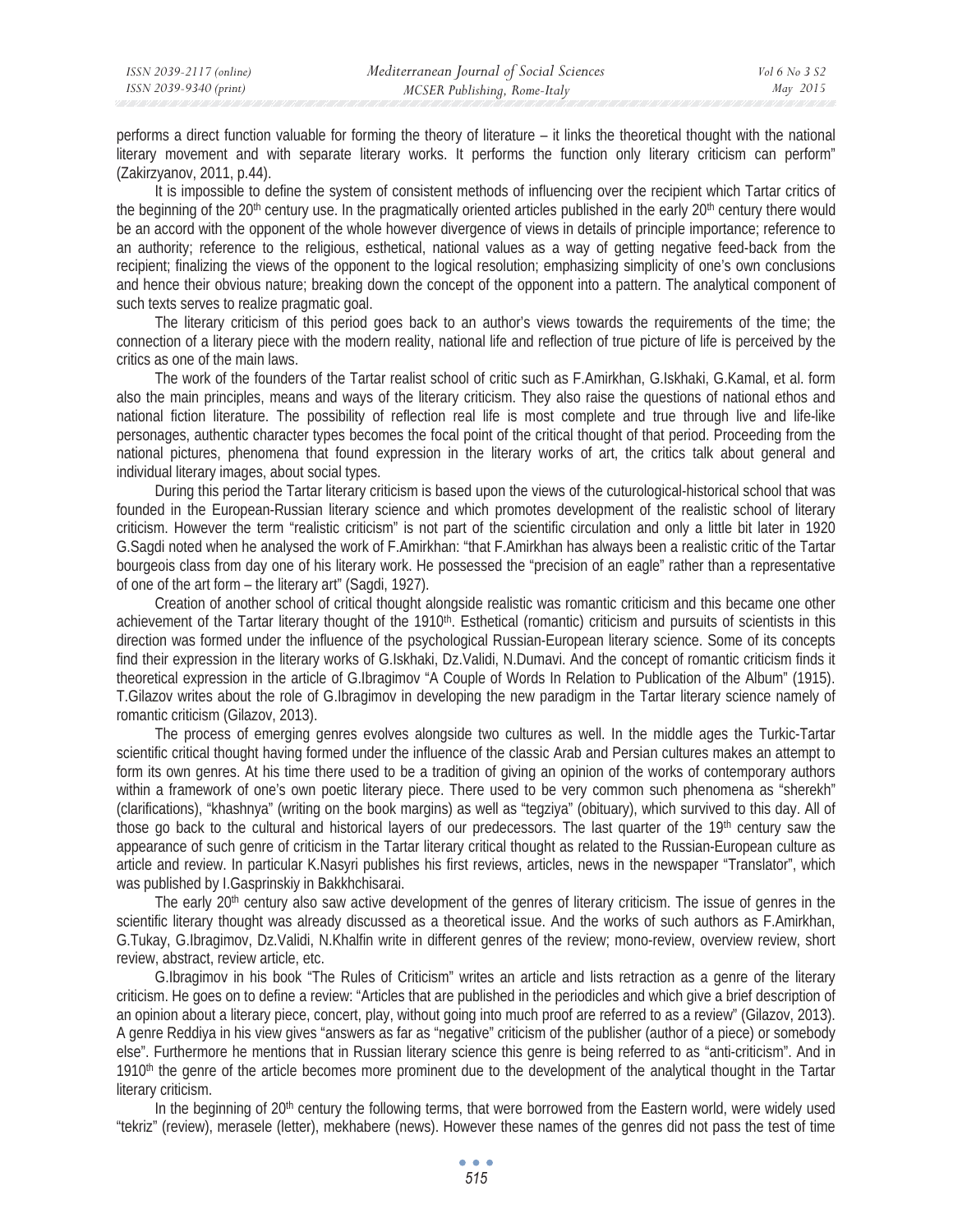performs a direct function valuable for forming the theory of literature – it links the theoretical thought with the national literary movement and with separate literary works. It performs the function only literary criticism can perform" (Zakirzyanov, 2011, p.44).

It is impossible to define the system of consistent methods of influencing over the recipient which Tartar critics of the beginning of the 20th century use. In the pragmatically oriented articles published in the early 20th century there would be an accord with the opponent of the whole however divergence of views in details of principle importance; reference to an authority; reference to the religious, esthetical, national values as a way of getting negative feed-back from the recipient; finalizing the views of the opponent to the logical resolution; emphasizing simplicity of one's own conclusions and hence their obvious nature; breaking down the concept of the opponent into a pattern. The analytical component of such texts serves to realize pragmatic goal.

The literary criticism of this period goes back to an author's views towards the requirements of the time; the connection of a literary piece with the modern reality, national life and reflection of true picture of life is perceived by the critics as one of the main laws.

The work of the founders of the Tartar realist school of critic such as F.Amirkhan, G.Iskhaki, G.Kamal, et al. form also the main principles, means and ways of the literary criticism. They also raise the questions of national ethos and national fiction literature. The possibility of reflection real life is most complete and true through live and life-like personages, authentic character types becomes the focal point of the critical thought of that period. Proceeding from the national pictures, phenomena that found expression in the literary works of art, the critics talk about general and individual literary images, about social types.

During this period the Tartar literary criticism is based upon the views of the cuturological-historical school that was founded in the European-Russian literary science and which promotes development of the realistic school of literary criticism. However the term "realistic criticism" is not part of the scientific circulation and only a little bit later in 1920 G.Sagdi noted when he analysed the work of F.Amirkhan: "that F.Amirkhan has always been a realistic critic of the Tartar bourgeois class from day one of his literary work. He possessed the "precision of an eagle" rather than a representative of one of the art form – the literary art" (Sagdi, 1927).

Creation of another school of critical thought alongside realistic was romantic criticism and this became one other achievement of the Tartar literary thought of the 1910th. Esthetical (romantic) criticism and pursuits of scientists in this direction was formed under the influence of the psychological Russian-European literary science. Some of its concepts find their expression in the literary works of G.Iskhaki, Dz.Validi, N.Dumavi. And the concept of romantic criticism finds it theoretical expression in the article of G.Ibragimov "A Couple of Words In Relation to Publication of the Album" (1915). T.Gilazov writes about the role of G.Ibragimov in developing the new paradigm in the Tartar literary science namely of romantic criticism (Gilazov, 2013).

The process of emerging genres evolves alongside two cultures as well. In the middle ages the Turkic-Tartar scientific critical thought having formed under the influence of the classic Arab and Persian cultures makes an attempt to form its own genres. At his time there used to be a tradition of giving an opinion of the works of contemporary authors within a framework of one's own poetic literary piece. There used to be very common such phenomena as "sherekh" (clarifications), "khashnya" (writing on the book margins) as well as "tegziya" (obituary), which survived to this day. All of those go back to the cultural and historical layers of our predecessors. The last quarter of the 19th century saw the appearance of such genre of criticism in the Tartar literary critical thought as related to the Russian-European culture as article and review. In particular K.Nasyri publishes his first reviews, articles, news in the newspaper "Translator", which was published by I.Gasprinskiy in Bakkhchisarai.

The early 20th century also saw active development of the genres of literary criticism. The issue of genres in the scientific literary thought was already discussed as a theoretical issue. And the works of such authors as F.Amirkhan, G.Tukay, G.Ibragimov, Dz.Validi, N.Khalfin write in different genres of the review; mono-review, overview review, short review, abstract, review article, etc.

G.Ibragimov in his book "The Rules of Criticism" writes an article and lists retraction as a genre of the literary criticism. He goes on to define a review: "Articles that are published in the periodicles and which give a brief description of an opinion about a literary piece, concert, play, without going into much proof are referred to as a review" (Gilazov, 2013). A genre Reddiya in his view gives "answers as far as "negative" criticism of the publisher (author of a piece) or somebody else". Furthermore he mentions that in Russian literary science this genre is being referred to as "anti-criticism". And in 1910th the genre of the article becomes more prominent due to the development of the analytical thought in the Tartar literary criticism.

In the beginning of 20th century the following terms, that were borrowed from the Eastern world, were widely used "tekriz" (review), merasele (letter), mekhabere (news). However these names of the genres did not pass the test of time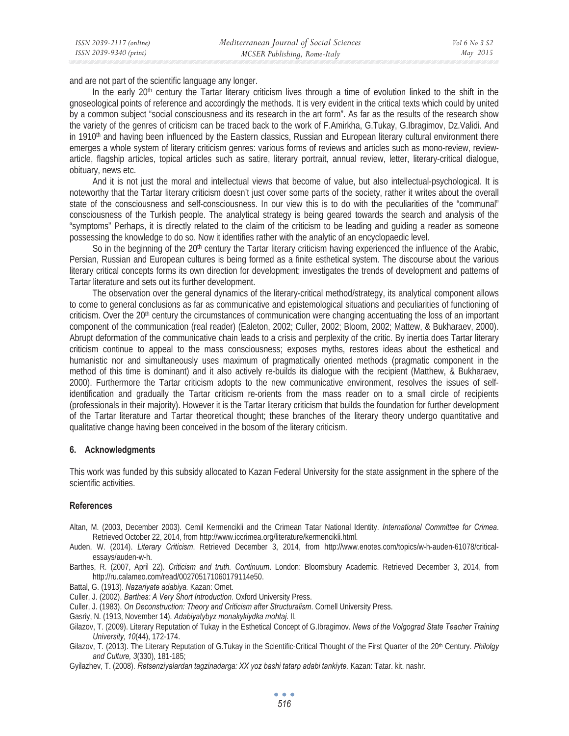and are not part of the scientific language any longer.

In the early 20th century the Tartar literary criticism lives through a time of evolution linked to the shift in the gnoseological points of reference and accordingly the methods. It is very evident in the critical texts which could by united by a common subject "social consciousness and its research in the art form". As far as the results of the research show the variety of the genres of criticism can be traced back to the work of F.Amirkha, G.Tukay, G.Ibragimov, Dz.Validi. And in 1910th and having been influenced by the Eastern classics, Russian and European literary cultural environment there emerges a whole system of literary criticism genres: various forms of reviews and articles such as mono-review, review-article, flagship articles, topical articles such as satire, literary portrait, annual review, letter, literary-critical dialogue, obituary, news etc.

And it is not just the moral and intellectual views that become of value, but also intellectual-psychological. It is noteworthy that the Tartar literary criticism doesn't just cover some parts of the society, rather it writes about the overall state of the consciousness and self-consciousness. In our view this is to do with the peculiarities of the "communal" consciousness of the Turkish people. The analytical strategy is being geared towards the search and analysis of the "symptoms" Perhaps, it is directly related to the claim of the criticism to be leading and guiding a reader as someone possessing the knowledge to do so. Now it identifies rather with the analytic of an encyclopaedic level.

So in the beginning of the 20th century the Tartar literary criticism having experienced the influence of the Arabic, Persian, Russian and European cultures is being formed as a finite esthetical system. The discourse about the various literary critical concepts forms its own direction for development; investigates the trends of development and patterns of Tartar literature and sets out its further development.

The observation over the general dynamics of the literary-critical method/strategy, its analytical component allows to come to general conclusions as far as communicative and epistemological situations and peculiarities of functioning of criticism. Over the 20th century the circumstances of communication were changing accentuating the loss of an important component of the communication (real reader) (Ealeton, 2002; Culler, 2002; Bloom, 2002; Mattew, & Bukharaev, 2000). Abrupt deformation of the communicative chain leads to a crisis and perplexity of the critic. By inertia does Tartar literary criticism continue to appeal to the mass consciousness; exposes myths, restores ideas about the esthetical and humanistic nor and simultaneously uses maximum of pragmatically oriented methods (pragmatic component in the method of this time is dominant) and it also actively re-builds its dialogue with the recipient (Matthew, & Bukharaev, 2000). Furthermore the Tartar criticism adopts to the new communicative environment, resolves the issues of self-identification and gradually the Tartar criticism re-orients from the mass reader on to a small circle of recipients (professionals in their majority). However it is the Tartar literary criticism that builds the foundation for further development of the Tartar literature and Tartar theoretical thought; these branches of the literary theory undergo quantitative and qualitative change having been conceived in the bosom of the literary criticism.

## 6. Acknowledgments

This work was funded by this subsidy allocated to Kazan Federal University for the state assignment in the sphere of the scientific activities.

## References

Altan, M. (2003, December 2003). Cemil Kermencikli and the Crimean Tatar National Identity. *International Committee for Crimea*. Retrieved October 22, 2014, from http://www.iccrimea.org/literature/kermencikli.html.

Auden, W. (2014). *Literary Criticism*. Retrieved December 3, 2014, from http://www.enotes.com/topics/w-h-auden-61078/critical-essays/auden-w-h.

Barthes, R. (2007, April 22). *Criticism and truth. Continuum*. London: Bloomsbury Academic. Retrieved December 3, 2014, from http://ru.calameo.com/read/002705171060179114e50.

Battal, G. (1913). *Nazariyate adabiya.* Kazan: Omet.

Culler, J. (2002). *Barthes: A Very Short Introduction.* Oxford University Press.

Culler, J. (1983). *On Deconstruction: Theory and Criticism after Structuralism*. Cornell University Press.

Gasriy, N. (1913, November 14). *Adabiyatybyz monakykiydka mohtaj*. Il.

Gilazov, T. (2009). Literary Reputation of Tukay in the Esthetical Concept of G.Ibragimov. *News of the Volgograd State Teacher Training University, 10*(44), 172-174.

Gilazov, T. (2013). The Literary Reputation of G.Tukay in the Scientific-Critical Thought of the First Quarter of the 20th Century. *Philolgy and Culture, 3*(330), 181-185;

Gyilazhev, T. (2008). *Retsenziyalardan tagzinadarga: XX yoz bashi tatarp adabi tankiyte.* Kazan: Tatar. kit. nashr.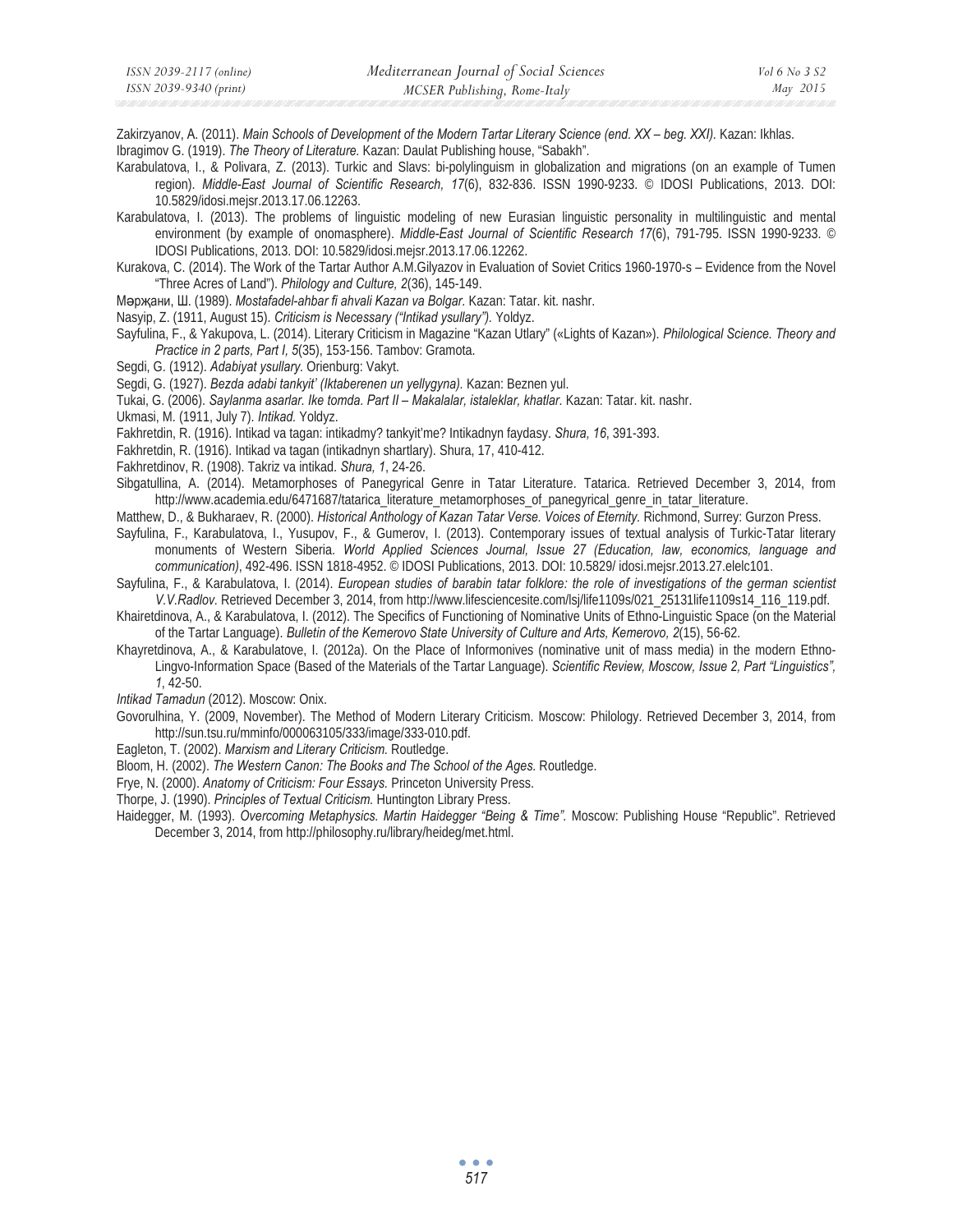Zakirzyanov, A. (2011). *Main Schools of Development of the Modern Tartar Literary Science (end. XX – beg. XXI).* Kazan: Ikhlas.

Ibragimov G. (1919). *The Theory of Literature.* Kazan: Daulat Publishing house, "Sabakh".

Karabulatova, I., & Polivara, Z. (2013). Turkic and Slavs: bi-polylinguism in globalization and migrations (on an example of Tumen region). *Middle-East Journal of Scientific Research, 17*(6), 832-836. ISSN 1990-9233. © IDOSI Publications, 2013. DOI: 10.5829/idosi.mejsr.2013.17.06.12263.

Karabulatova, I. (2013). The problems of linguistic modeling of new Eurasian linguistic personality in multilinguistic and mental environment (by example of onomasphere). *Middle-East Journal of Scientific Research 17*(6), 791-795. ISSN 1990-9233. © IDOSI Publications, 2013. DOI: 10.5829/idosi.mejsr.2013.17.06.12262.

Kurakova, C. (2014). The Work of the Tartar Author A.M.Gilyazov in Evaluation of Soviet Critics 1960-1970-s – Evidence from the Novel "Three Acres of Land"). *Philology and Culture, 2*(36), 145-149.

Мәрҗани, Ш. (1989). *Mostafadel-ahbar fi ahvali Kazan va Bolgar.* Kazan: Tatar. kit. nashr.

Nasyip, Z. (1911, August 15). *Criticism is Necessary ("Intikad ysullary").* Yoldyz.

Sayfulina, F., & Yakupova, L. (2014). Literary Criticism in Magazine "Kazan Utlary" («Lights of Kazan»). *Philological Science. Theory and Practice in 2 parts, Part I, 5*(35), 153-156. Tambov: Gramota.

Segdi, G. (1912). *Adabiyat ysullary.* Orienburg: Vakyt.

Segdi, G. (1927). *Bezda adabi tankyit' (Iktaberenen un yellygyna).* Kazan: Beznen yul.

Tukai, G. (2006). *Saylanma asarlar. Ike tomda. Part II – Makalalar, istaleklar, khatlar.* Kazan: Tatar. kit. nashr.

Ukmasi, M. (1911, July 7). *Intikad.* Yoldyz.

Fakhretdin, R. (1916). Intikad va tagan: intikadmy? tankyit'me? Intikadnyn faydasy. *Shura, 16*, 391-393.

Fakhretdin, R. (1916). Intikad va tagan (intikadnyn shartlary). Shura, 17, 410-412.

Fakhretdinov, R. (1908). Takriz va intikad. *Shura, 1*, 24-26.

Sibgatullina, A. (2014). Metamorphoses of Panegyrical Genre in Tatar Literature. Tatarica. Retrieved December 3, 2014, from http://www.academia.edu/6471687/tatarica_literature_metamorphoses_of_panegyrical_genre_in_tatar_literature.

Matthew, D., & Bukharaev, R. (2000). *Historical Anthology of Kazan Tatar Verse. Voices of Eternity.* Richmond, Surrey: Gurzon Press.

Sayfulina, F., Karabulatova, I., Yusupov, F., & Gumerov, I. (2013). Contemporary issues of textual analysis of Turkic-Tatar literary monuments of Western Siberia. *World Applied Sciences Journal, Issue 27 (Education, law, economics, language and communication)*, 492-496. ISSN 1818-4952. © IDOSI Publications, 2013. DOI: 10.5829/ idosi.mejsr.2013.27.elelc101.

Sayfulina, F., & Karabulatova, I. (2014). *European studies of barabin tatar folklore: the role of investigations of the german scientist V.V.Radlov*. Retrieved December 3, 2014, from http://www.lifesciencesite.com/lsj/life1109s/021_25131life1109s14_116_119.pdf.

Khairetdinova, A., & Karabulatova, I. (2012). The Specifics of Functioning of Nominative Units of Ethno-Linguistic Space (on the Material of the Tartar Language). *Bulletin of the Kemerovo State University of Culture and Arts, Kemerovo, 2*(15), 56-62.

Khayretdinova, A., & Karabulatove, I. (2012a). On the Place of Informonives (nominative unit of mass media) in the modern Ethno-Lingvo-Information Space (Based of the Materials of the Tartar Language). *Scientific Review, Moscow, Issue 2, Part "Linguistics", 1*, 42-50.

*Intikad Tamadun* (2012). Moscow: Onix.

Govorulhina, Y. (2009, November). The Method of Modern Literary Criticism. Moscow: Philology. Retrieved December 3, 2014, from http://sun.tsu.ru/mminfo/000063105/333/image/333-010.pdf.

Eagleton, T. (2002). *Marxism and Literary Criticism.* Routledge.

Bloom, H. (2002). *The Western Canon: The Books and The School of the Ages.* Routledge.

Frye, N. (2000). *Anatomy of Criticism: Four Essays.* Princeton University Press.

Thorpe, J. (1990). *Principles of Textual Criticism.* Huntington Library Press.

Haidegger, M. (1993). *Overcoming Metaphysics. Martin Haidegger "Being & Time".* Moscow: Publishing House "Republic". Retrieved December 3, 2014, from http://philosophy.ru/library/heideg/met.html.